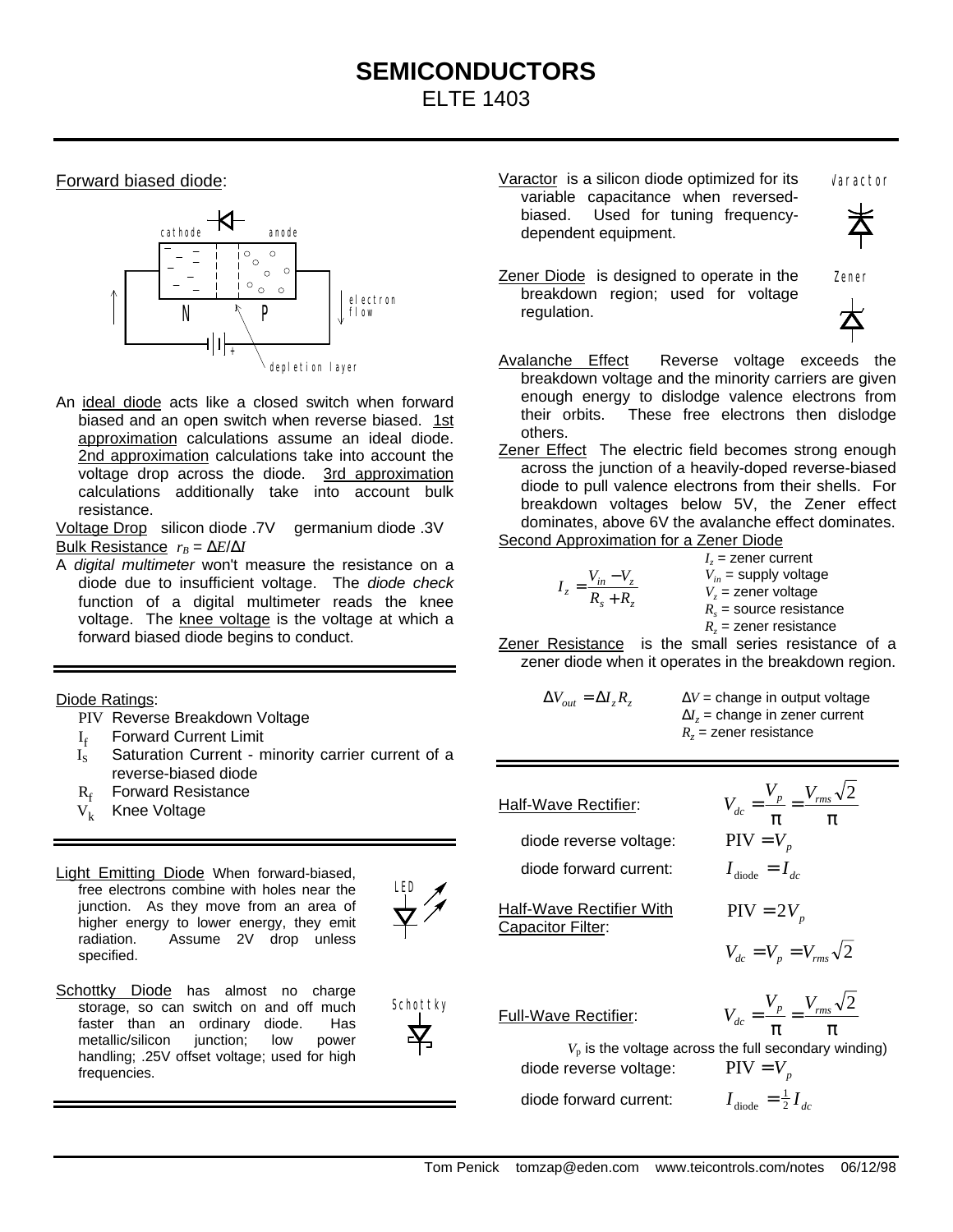# SEMICONDUCTORS

ELTE 1403

Forward biased diode:

An ideal diode acts like a closed switch when forward biased and an open switch when reverse biased. 1st approximation calculations assume an ideal diode. 2nd approximation calculations take into account the voltage drop across the diode. 3rd approximation calculations additionally take into account bulk resistance.

Voltage Drop silicon diode .7V germanium diode .3V

Bulk Resistance $r_B = \Delta E / \Delta I$

A *digital multimeter* won't measure the resistance on a diode due to insufficient voltage. The *diode check* function of a digital multimeter reads the knee voltage. The knee voltage is the voltage at which a forward biased diode begins to conduct.

---

Diode Ratings:

- PIV Reverse Breakdown Voltage
- $I_f$ Forward Current Limit
- $I_S$ Saturation Current - minority carrier current of a reverse-biased diode
- $R_f$ Forward Resistance
- $V_k$ Knee Voltage

---

Light Emitting Diode When forward-biased, free electrons combine with holes near the junction. As they move from an area of higher energy to lower energy, they emit radiation. Assume 2V drop unless specified.

Schottky Diode has almost no charge storage, so can switch on and off much faster than an ordinary diode. Has metallic/silicon junction; low power handling; .25V offset voltage; used for high frequencies.

---

Varactor is a silicon diode optimized for its variable capacitance when reversed-biased. Used for tuning frequency-dependent equipment.

Zener Diode is designed to operate in the breakdown region; used for voltage regulation.

Avalanche Effect Reverse voltage exceeds the breakdown voltage and the minority carriers are given enough energy to dislodge valence electrons from their orbits. These free electrons then dislodge others.

Zener Effect The electric field becomes strong enough across the junction of a heavily-doped reverse-biased diode to pull valence electrons from their shells. For breakdown voltages below 5V, the Zener effect dominates, above 6V the avalanche effect dominates.

Second Approximation for a Zener Diode

$$I_z = \frac{V_{in} - V_z}{R_s + R_z}$$

- $I_z$ = zener current
- $V_{in}$ = supply voltage
- $V_z$ = zener voltage
- $R_s$ = source resistance
- $R_z$ = zener resistance

Zener Resistance is the small series resistance of a zener diode when it operates in the breakdown region.

$$\Delta V_{out} = \Delta I_z R_z$$

- $\Delta V$ = change in output voltage
- $\Delta I_z$ = change in zener current
- $R_z$ = zener resistance

---

Half-Wave Rectifier: $V_{dc} = \frac{V_p}{\pi} = \frac{V_{rms}\sqrt{2}}{\pi}$

diode reverse voltage: $\text{PIV} = V_p$

diode forward current: $I_{\text{diode}} = I_{dc}$

Half-Wave Rectifier With Capacitor Filter: $\text{PIV} = 2V_p$

$$V_{dc} = V_p = V_{rms}\sqrt{2}$$

Full-Wave Rectifier: $V_{dc} = \frac{V_p}{\pi} = \frac{V_{rms}\sqrt{2}}{\pi}$

$V_p$ is the voltage across the full secondary winding)

diode reverse voltage: $\text{PIV} = V_p$

diode forward current: $I_{\text{diode}} = \frac{1}{2} I_{dc}$

Tom Penick tomzap@eden.com www.teicontrols.com/notes 06/12/98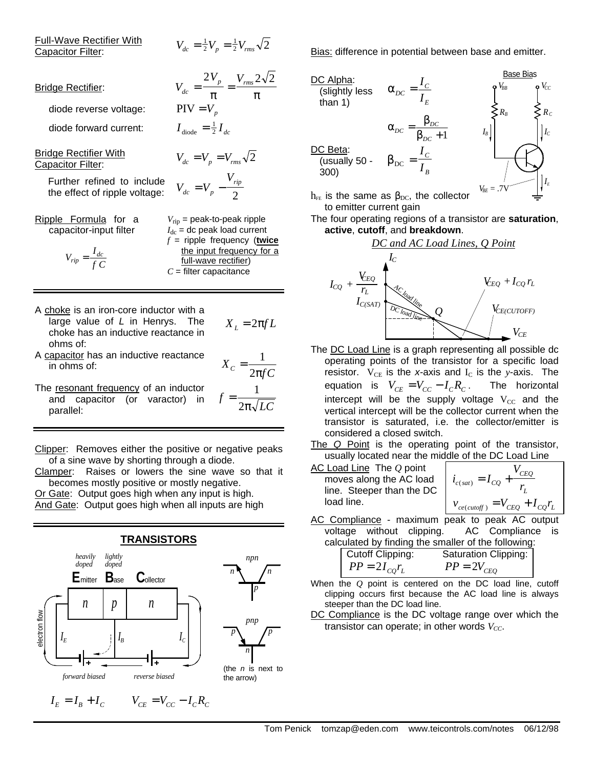Full-Wave Rectifier With Capacitor Filter: $V_{dc} = \frac{1}{2}V_p = \frac{1}{2}V_{rms}\sqrt{2}$

Bridge Rectifier: $V_{dc} = \frac{2V_p}{\pi} = \frac{V_{rms}2\sqrt{2}}{\pi}$

diode reverse voltage: $\text{PIV} = V_p$

diode forward current: $I_{\text{diode}} = \frac{1}{2}I_{dc}$

Bridge Rectifier With Capacitor Filter: $V_{dc} = V_p = V_{rms}\sqrt{2}$

Further refined to include the effect of ripple voltage: $V_{dc} = V_p - \frac{V_{rip}}{2}$

Ripple Formula for a capacitor-input filter

$$V_{rip} = \frac{I_{dc}}{f\,C}$$

$V_{rip}$ = peak-to-peak ripple
$I_{dc}$ = dc peak load current
$f$ = ripple frequency (**twice** the input frequency for a full-wave rectifier)
$C$ = filter capacitance

---

A choke is an iron-core inductor with a large value of $L$ in Henrys. The choke has an inductive reactance in ohms of: $X_L = 2\pi fL$

A capacitor has an inductive reactance in ohms of: $X_C = \frac{1}{2\pi fC}$

The resonant frequency of an inductor and capacitor (or varactor) in parallel: $f = \frac{1}{2\pi\sqrt{LC}}$

---

Clipper: Removes either the positive or negative peaks of a sine wave by shorting through a diode.

Clamper: Raises or lowers the sine wave so that it becomes mostly positive or mostly negative.

Or Gate: Output goes high when any input is high.

And Gate: Output goes high when all inputs are high

---

## TRANSISTORS

Emitter (heavily doped) – Base (lightly doped) – Collector: $n$ $p$ $n$

electron flow; $I_E$, $I_B$, $I_C$; forward biased, reverse biased

npn / pnp (the $n$ is next to the arrow)

$$I_E = I_B + I_C \qquad V_{CE} = V_{CC} - I_C R_C$$

Bias: difference in potential between base and emitter.

DC Alpha: (slightly less than 1) $\alpha_{DC} = \frac{I_C}{I_E}$

$$\alpha_{DC} = \frac{\beta_{DC}}{\beta_{DC}+1}$$

DC Beta: (usually 50 - 300) $\beta_{DC} = \frac{I_C}{I_B}$

Base Bias: $V_{BB}$, $V_{CC}$, $R_B$, $R_C$, $I_B$, $I_C$, $I_E$, $V_{BE} = .7V$

$h_{FE}$ is the same as $\beta_{DC}$, the collector to emitter current gain

The four operating regions of a transistor are **saturation**, **active**, **cutoff**, and **breakdown**.

*DC and AC Load Lines, Q Point*

($I_C$ axis: $I_{CQ} + \frac{V_{CEQ}}{r_L}$, $I_{C(SAT)}$; $V_{CE}$ axis: $V_{CEQ} + I_{CQ}r_L$, $V_{CE(CUTOFF)}$; AC load line, DC load line, $Q$)

The DC Load Line is a graph representing all possible dc operating points of the transistor for a specific load resistor. $V_{CE}$ is the $x$-axis and $I_C$ is the $y$-axis. The equation is $V_{CE} = V_{CC} - I_C R_C$. The horizontal intercept will be the supply voltage $V_{CC}$ and the vertical intercept will be the collector current when the transistor is saturated, i.e. the collector/emitter is considered a closed switch.

The $Q$ Point is the operating point of the transistor, usually located near the middle of the DC Load Line

AC Load Line The $Q$ point moves along the AC load line. Steeper than the DC load line.

$$i_{c(sat)} = I_{CQ} + \frac{V_{CEQ}}{r_L}$$
$$v_{ce(cutoff)} = V_{CEQ} + I_{CQ}r_L$$

AC Compliance - maximum peak to peak AC output voltage without clipping. AC Compliance is calculated by finding the smaller of the following:

| Cutoff Clipping: | Saturation Clipping: |
|---|---|
| $PP = 2I_{CQ}r_L$ | $PP = 2V_{CEQ}$ |

When the $Q$ point is centered on the DC load line, cutoff clipping occurs first because the AC load line is always steeper than the DC load line.

DC Compliance is the DC voltage range over which the transistor can operate; in other words $V_{CC}$.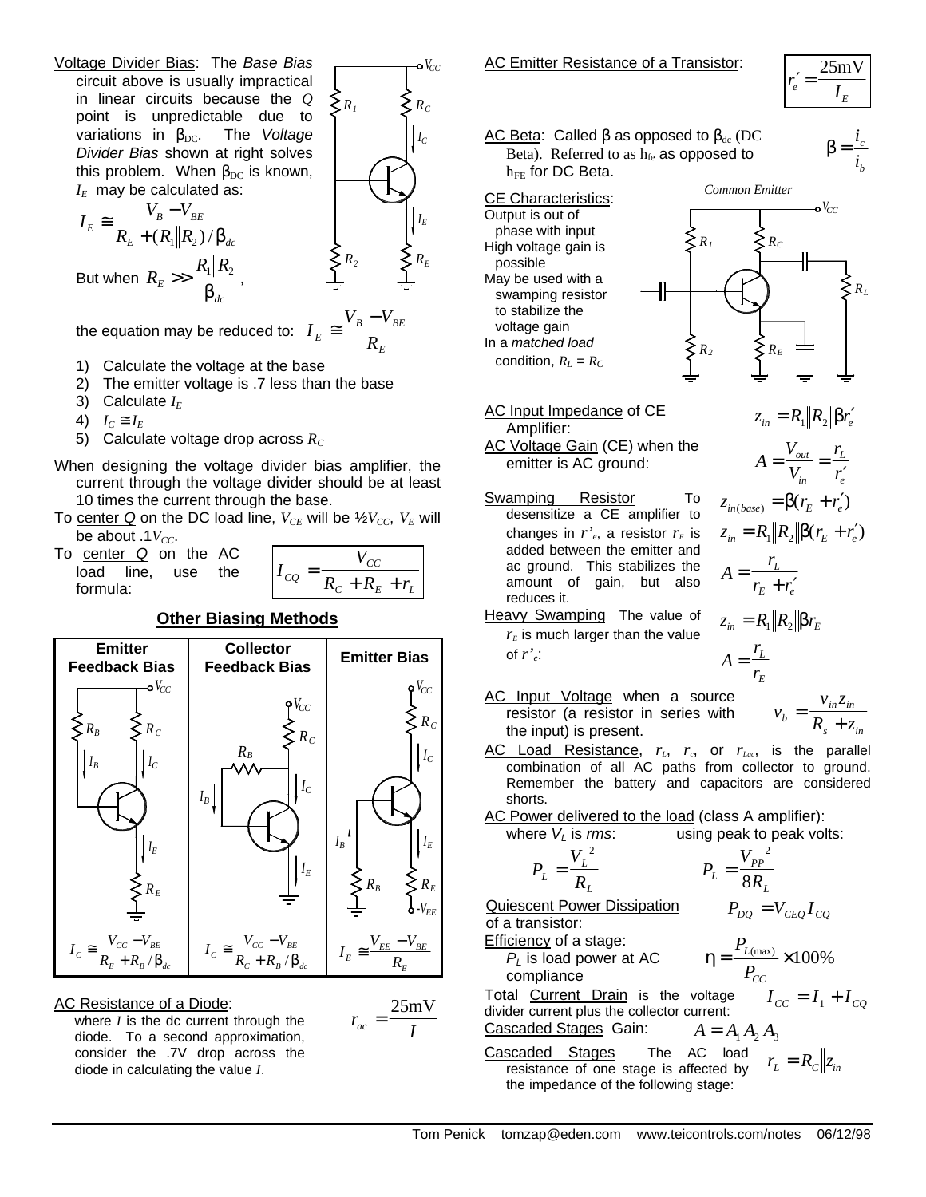Voltage Divider Bias: The *Base Bias* circuit above is usually impractical in linear circuits because the *Q* point is unpredictable due to variations in $\beta_{DC}$. The *Voltage Divider Bias* shown at right solves this problem. When $\beta_{DC}$ is known, $I_E$ may be calculated as:

$$I_E \cong \frac{V_B - V_{BE}}{R_E + (R_1 \| R_2)/\beta_{dc}}$$

But when $R_E >> \frac{R_1 \| R_2}{\beta_{dc}}$,

the equation may be reduced to: $I_E \cong \frac{V_B - V_{BE}}{R_E}$

1) Calculate the voltage at the base
2) The emitter voltage is .7 less than the base
3) Calculate $I_E$
4) $I_C \cong I_E$
5) Calculate voltage drop across $R_C$

When designing the voltage divider bias amplifier, the current through the voltage divider should be at least 10 times the current through the base.

To center Q on the DC load line, $V_{CE}$ will be ½$V_{CC}$, $V_E$ will be about $.1V_{CC}$.

To center Q on the AC load line, use the formula:

$$I_{CQ} = \frac{V_{CC}}{R_C + R_E + r_L}$$

## Other Biasing Methods

| Emitter Feedback Bias | Collector Feedback Bias | Emitter Bias |
|---|---|---|
| $I_C \cong \frac{V_{CC} - V_{BE}}{R_E + R_B/\beta_{dc}}$ | $I_C \cong \frac{V_{CC} - V_{BE}}{R_C + R_B/\beta_{dc}}$ | $I_E \cong \frac{V_{EE} - V_{BE}}{R_E}$ |

AC Resistance of a Diode: where $I$ is the dc current through the diode. To a second approximation, consider the .7V drop across the diode in calculating the value $I$.

$$r_{ac} = \frac{25\text{mV}}{I}$$

AC Emitter Resistance of a Transistor:

$$r'_e = \frac{25\text{mV}}{I_E}$$

AC Beta: Called β as opposed to $\beta_{dc}$ (DC Beta). Referred to as $h_{fe}$ as opposed to $h_{FE}$ for DC Beta.

$$\beta = \frac{i_c}{i_b}$$

CE Characteristics:
Output is out of phase with input
High voltage gain is possible
May be used with a swamping resistor to stabilize the voltage gain
In a *matched load* condition, $R_L = R_C$

*Common Emitter*

AC Input Impedance of CE Amplifier:

$$z_{in} = R_1 \| R_2 \| \beta r'_e$$

AC Voltage Gain (CE) when the emitter is AC ground:

$$A = \frac{V_{out}}{V_{in}} = \frac{r_L}{r'_e}$$

Swamping Resistor To desensitize a CE amplifier to changes in $r'_e$, a resistor $r_E$ is added between the emitter and ac ground. This stabilizes the amount of gain, but also reduces it.

$$z_{in(base)} = \beta(r_E + r'_e)$$

$$z_{in} = R_1 \| R_2 \| \beta(r_E + r'_e)$$

$$A = \frac{r_L}{r_E + r'_e}$$

Heavy Swamping The value of $r_E$ is much larger than the value of $r'_e$:

$$z_{in} = R_1 \| R_2 \| \beta r_E$$

$$A = \frac{r_L}{r_E}$$

AC Input Voltage when a source resistor (a resistor in series with the input) is present.

$$v_b = \frac{v_{in} z_{in}}{R_s + z_{in}}$$

AC Load Resistance, $r_L$, $r_c$, or $r_{Lac}$, is the parallel combination of all AC paths from collector to ground. Remember the battery and capacitors are considered shorts.

AC Power delivered to the load (class A amplifier):
where $V_L$ is *rms*: using peak to peak volts:

$$P_L = \frac{V_L^{\ 2}}{R_L} \qquad P_L = \frac{V_{PP}^{\ 2}}{8R_L}$$

Quiescent Power Dissipation of a transistor:

$$P_{DQ} = V_{CEQ} I_{CQ}$$

Efficiency of a stage: $P_L$ is load power at AC compliance

$$\eta = \frac{P_{L(\max)}}{P_{CC}} \times 100\%$$

Total Current Drain is the voltage divider current plus the collector current:

$$I_{CC} = I_1 + I_{CQ}$$

Cascaded Stages Gain: $A = A_1 A_2 A_3$

Cascaded Stages The AC load resistance of one stage is affected by the impedance of the following stage:

$$r_L = R_C \| z_{in}$$

Tom Penick tomzap@eden.com www.teicontrols.com/notes 06/12/98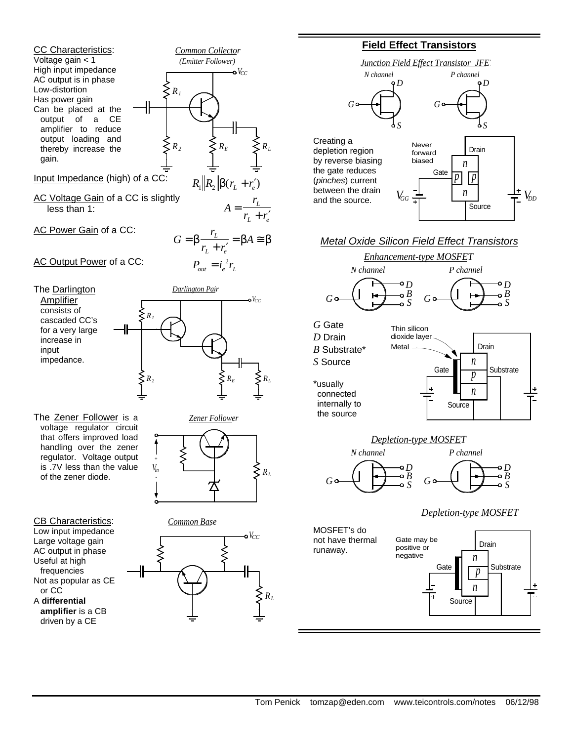CC Characteristics:

Voltage gain < 1
High input impedance
AC output is in phase
Low-distortion
Has power gain
Can be placed at the output of a CE amplifier to reduce output loading and thereby increase the gain.

*Common Collector*
*(Emitter Follower)*

$V_{CC}$
$R_1$
$R_2$
$R_E$
$R_L$

Input Impedance (high) of a CC:

$$R_1 \| R_2 \| \beta(r_L + r_e')$$

AC Voltage Gain of a CC is slightly less than 1:

$$A = \frac{r_L}{r_L + r_e'}$$

AC Power Gain of a CC:

$$G = \beta \frac{r_L}{r_L + r_e'} = \beta A \cong \beta$$

AC Output Power of a CC:

$$P_{out} = i_e^{\,2} r_L$$

The Darlington Amplifier consists of cascaded CC's for a very large increase in input impedance.

*Darlington Pair*

$V_{CC}$
$R_1$
$R_2$
$R_E$
$R_L$

The Zener Follower is a voltage regulator circuit that offers improved load handling over the zener regulator. Voltage output is .7V less than the value of the zener diode.

*Zener Follower*

+
$V_{in}$
-
$R_L$

CB Characteristics:

Low input impedance
Large voltage gain
AC output in phase
Useful at high frequencies
Not as popular as CE or CC
A **differential amplifier** is a CB driven by a CE

*Common Base*

$V_{CC}$
$R_L$

## Field Effect Transistors

*Junction Field Effect Transistor JFET*

*N channel*
*P channel*

*D*
*G*
*S*

Creating a depletion region by reverse biasing the gate reduces (*pinches*) current between the drain and the source.

Never forward biased
Drain
Gate
Source
*n*
*p*
*p*
*n*
$V_{GG}$
$V_{DD}$

### *Metal Oxide Silicon Field Effect Transistors*

*Enhancement-type MOSFET*

*N channel*
*P channel*

*D*
*B*
*S*
*G*

*G* Gate
*D* Drain
*B* Substrate*
*S* Source

*usually connected internally to the source

Thin silicon dioxide layer
Metal
Drain
Gate
Substrate
Source
*n*
*p*
*n*

*Depletion-type MOSFET*

*N channel*
*P channel*

*D*
*B*
*S*
*G*

*Depletion-type MOSFET*

MOSFET's do not have thermal runaway.

Gate may be positive or negative
Drain
Gate
Substrate
Source
*n*
*p*
*n*